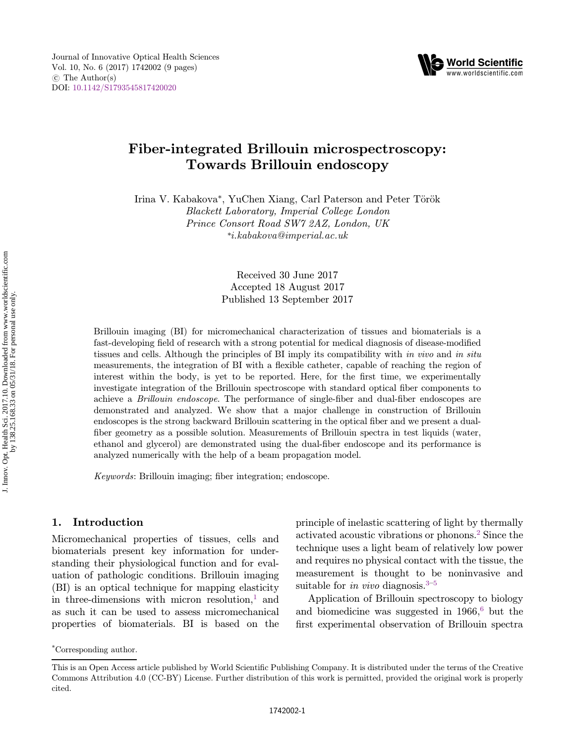# Fiber-integrated Brillouin microspectroscopy: Towards Brillouin endoscopy

Irina V. Kabakova*, YuChen Xiang, Carl Paterson and Peter Török

*Blackett Laboratory, Imperial College London*
*Prince Consort Road SW7 2AZ, London, UK*
**i.kabakova@imperial.ac.uk*

Received 30 June 2017
Accepted 18 August 2017
Published 13 September 2017

Brillouin imaging (BI) for micromechanical characterization of tissues and biomaterials is a fast-developing field of research with a strong potential for medical diagnosis of disease-modified tissues and cells. Although the principles of BI imply its compatibility with *in vivo* and *in situ* measurements, the integration of BI with a flexible catheter, capable of reaching the region of interest within the body, is yet to be reported. Here, for the first time, we experimentally investigate integration of the Brillouin spectroscope with standard optical fiber components to achieve a *Brillouin endoscope*. The performance of single-fiber and dual-fiber endoscopes are demonstrated and analyzed. We show that a major challenge in construction of Brillouin endoscopes is the strong backward Brillouin scattering in the optical fiber and we present a dual-fiber geometry as a possible solution. Measurements of Brillouin spectra in test liquids (water, ethanol and glycerol) are demonstrated using the dual-fiber endoscope and its performance is analyzed numerically with the help of a beam propagation model.

*Keywords*: Brillouin imaging; fiber integration; endoscope.

## 1. Introduction

Micromechanical properties of tissues, cells and biomaterials present key information for understanding their physiological function and for evaluation of pathologic conditions. Brillouin imaging (BI) is an optical technique for mapping elasticity in three-dimensions with micron resolution,[1] and as such it can be used to assess micromechanical properties of biomaterials. BI is based on the principle of inelastic scattering of light by thermally activated acoustic vibrations or phonons.[2] Since the technique uses a light beam of relatively low power and requires no physical contact with the tissue, the measurement is thought to be noninvasive and suitable for *in vivo* diagnosis.[3–5]

Application of Brillouin spectroscopy to biology and biomedicine was suggested in 1966,[6] but the first experimental observation of Brillouin spectra

*Corresponding author.

This is an Open Access article published by World Scientific Publishing Company. It is distributed under the terms of the Creative Commons Attribution 4.0 (CC-BY) License. Further distribution of this work is permitted, provided the original work is properly cited.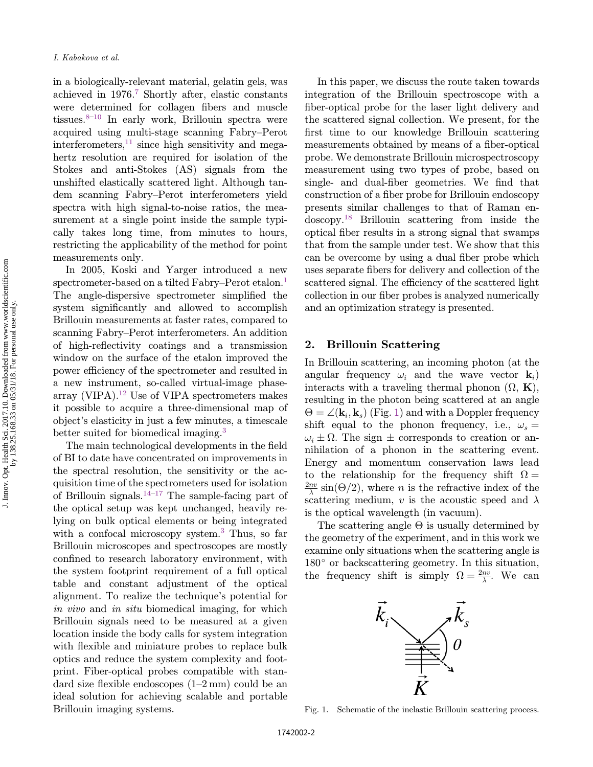in a biologically-relevant material, gelatin gels, was achieved in 1976.[7] Shortly after, elastic constants were determined for collagen fibers and muscle tissues.[8–10] In early work, Brillouin spectra were acquired using multi-stage scanning Fabry–Perot interferometers,[11] since high sensitivity and megahertz resolution are required for isolation of the Stokes and anti-Stokes (AS) signals from the unshifted elastically scattered light. Although tandem scanning Fabry–Perot interferometers yield spectra with high signal-to-noise ratios, the measurement at a single point inside the sample typically takes long time, from minutes to hours, restricting the applicability of the method for point measurements only.

In 2005, Koski and Yarger introduced a new spectrometer-based on a tilted Fabry–Perot etalon.[1] The angle-dispersive spectrometer simplified the system significantly and allowed to accomplish Brillouin measurements at faster rates, compared to scanning Fabry–Perot interferometers. An addition of high-reflectivity coatings and a transmission window on the surface of the etalon improved the power efficiency of the spectrometer and resulted in a new instrument, so-called virtual-image phase-array (VIPA).[12] Use of VIPA spectrometers makes it possible to acquire a three-dimensional map of object's elasticity in just a few minutes, a timescale better suited for biomedical imaging.[3]

The main technological developments in the field of BI to date have concentrated on improvements in the spectral resolution, the sensitivity or the acquisition time of the spectrometers used for isolation of Brillouin signals.[14–17] The sample-facing part of the optical setup was kept unchanged, heavily relying on bulk optical elements or being integrated with a confocal microscopy system.[3] Thus, so far Brillouin microscopes and spectroscopes are mostly confined to research laboratory environment, with the system footprint requirement of a full optical table and constant adjustment of the optical alignment. To realize the technique's potential for *in vivo* and *in situ* biomedical imaging, for which Brillouin signals need to be measured at a given location inside the body calls for system integration with flexible and miniature probes to replace bulk optics and reduce the system complexity and footprint. Fiber-optical probes compatible with standard size flexible endoscopes (1–2 mm) could be an ideal solution for achieving scalable and portable Brillouin imaging systems.

In this paper, we discuss the route taken towards integration of the Brillouin spectroscope with a fiber-optical probe for the laser light delivery and the scattered signal collection. We present, for the first time to our knowledge Brillouin scattering measurements obtained by means of a fiber-optical probe. We demonstrate Brillouin microspectroscopy measurement using two types of probe, based on single- and dual-fiber geometries. We find that construction of a fiber probe for Brillouin endoscopy presents similar challenges to that of Raman endoscopy.[18] Brillouin scattering from inside the optical fiber results in a strong signal that swamps that from the sample under test. We show that this can be overcome by using a dual fiber probe which uses separate fibers for delivery and collection of the scattered signal. The efficiency of the scattered light collection in our fiber probes is analyzed numerically and an optimization strategy is presented.

## 2. Brillouin Scattering

In Brillouin scattering, an incoming photon (at the angular frequency $\omega_i$ and the wave vector $\mathbf{k}_i$) interacts with a traveling thermal phonon ($\Omega$, $\mathbf{K}$), resulting in the photon being scattered at an angle $\Theta = \angle(\mathbf{k}_i, \mathbf{k}_s)$ (Fig. 1) and with a Doppler frequency shift equal to the phonon frequency, i.e., $\omega_s = \omega_i \pm \Omega$. The sign $\pm$ corresponds to creation or annihilation of a phonon in the scattering event. Energy and momentum conservation laws lead to the relationship for the frequency shift $\Omega = \frac{2nv}{\lambda}\sin(\Theta/2)$, where $n$ is the refractive index of the scattering medium, $v$ is the acoustic speed and $\lambda$ is the optical wavelength (in vacuum).

The scattering angle $\Theta$ is usually determined by the geometry of the experiment, and in this work we examine only situations when the scattering angle is $180^\circ$ or backscattering geometry. In this situation, the frequency shift is simply $\Omega = \frac{2nv}{\lambda}$. We can

Fig. 1. Schematic of the inelastic Brillouin scattering process.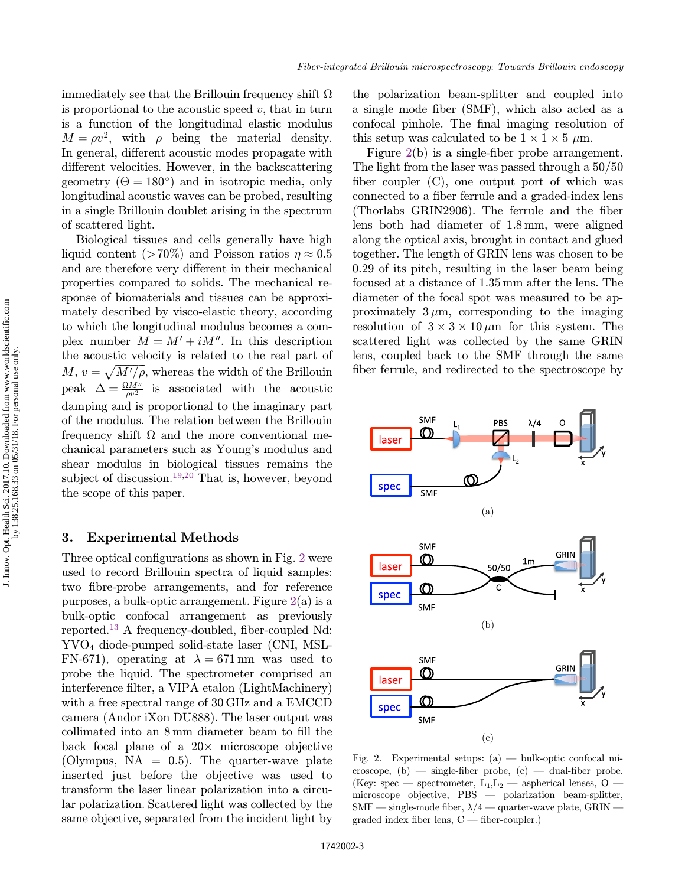immediately see that the Brillouin frequency shift $\Omega$ is proportional to the acoustic speed $v$, that in turn is a function of the longitudinal elastic modulus $M = \rho v^2$, with $\rho$ being the material density. In general, different acoustic modes propagate with different velocities. However, in the backscattering geometry ($\Theta = 180^\circ$) and in isotropic media, only longitudinal acoustic waves can be probed, resulting in a single Brillouin doublet arising in the spectrum of scattered light.

Biological tissues and cells generally have high liquid content (>70%) and Poisson ratios $\eta \approx 0.5$ and are therefore very different in their mechanical properties compared to solids. The mechanical response of biomaterials and tissues can be approximately described by visco-elastic theory, according to which the longitudinal modulus becomes a complex number $M = M' + iM''$. In this description the acoustic velocity is related to the real part of $M$, $v = \sqrt{M'/\rho}$, whereas the width of the Brillouin peak $\Delta = \frac{\Omega M''}{\rho v^2}$ is associated with the acoustic damping and is proportional to the imaginary part of the modulus. The relation between the Brillouin frequency shift $\Omega$ and the more conventional mechanical parameters such as Young's modulus and shear modulus in biological tissues remains the subject of discussion.[19,20] That is, however, beyond the scope of this paper.

## 3. Experimental Methods

Three optical configurations as shown in Fig. 2 were used to record Brillouin spectra of liquid samples: two fibre-probe arrangements, and for reference purposes, a bulk-optic arrangement. Figure 2(a) is a bulk-optic confocal arrangement as previously reported.[13] A frequency-doubled, fiber-coupled Nd:$YVO_4$ diode-pumped solid-state laser (CNI, MSL-FN-671), operating at $\lambda = 671$ nm was used to probe the liquid. The spectrometer comprised an interference filter, a VIPA etalon (LightMachinery) with a free spectral range of 30 GHz and a EMCCD camera (Andor iXon DU888). The laser output was collimated into an 8 mm diameter beam to fill the back focal plane of a 20× microscope objective (Olympus, NA = 0.5). The quarter-wave plate inserted just before the objective was used to transform the laser linear polarization into a circular polarization. Scattered light was collected by the same objective, separated from the incident light by the polarization beam-splitter and coupled into a single mode fiber (SMF), which also acted as a confocal pinhole. The final imaging resolution of this setup was calculated to be $1 \times 1 \times 5$ $\mu$m.

Figure 2(b) is a single-fiber probe arrangement. The light from the laser was passed through a 50/50 fiber coupler (C), one output port of which was connected to a fiber ferrule and a graded-index lens (Thorlabs GRIN2906). The ferrule and the fiber lens both had diameter of 1.8 mm, were aligned along the optical axis, brought in contact and glued together. The length of GRIN lens was chosen to be 0.29 of its pitch, resulting in the laser beam being focused at a distance of 1.35 mm after the lens. The diameter of the focal spot was measured to be approximately 3 $\mu$m, corresponding to the imaging resolution of $3 \times 3 \times 10$ $\mu$m for this system. The scattered light was collected by the same GRIN lens, coupled back to the SMF through the same fiber ferrule, and redirected to the spectroscope by

Fig. 2. Experimental setups: (a) — bulk-optic confocal microscope, (b) — single-fiber probe, (c) — dual-fiber probe. (Key: spec — spectrometer, $L_1$,$L_2$ — aspherical lenses, O — microscope objective, PBS — polarization beam-splitter, SMF — single-mode fiber, $\lambda/4$ — quarter-wave plate, GRIN — graded index fiber lens, C — fiber-coupler.)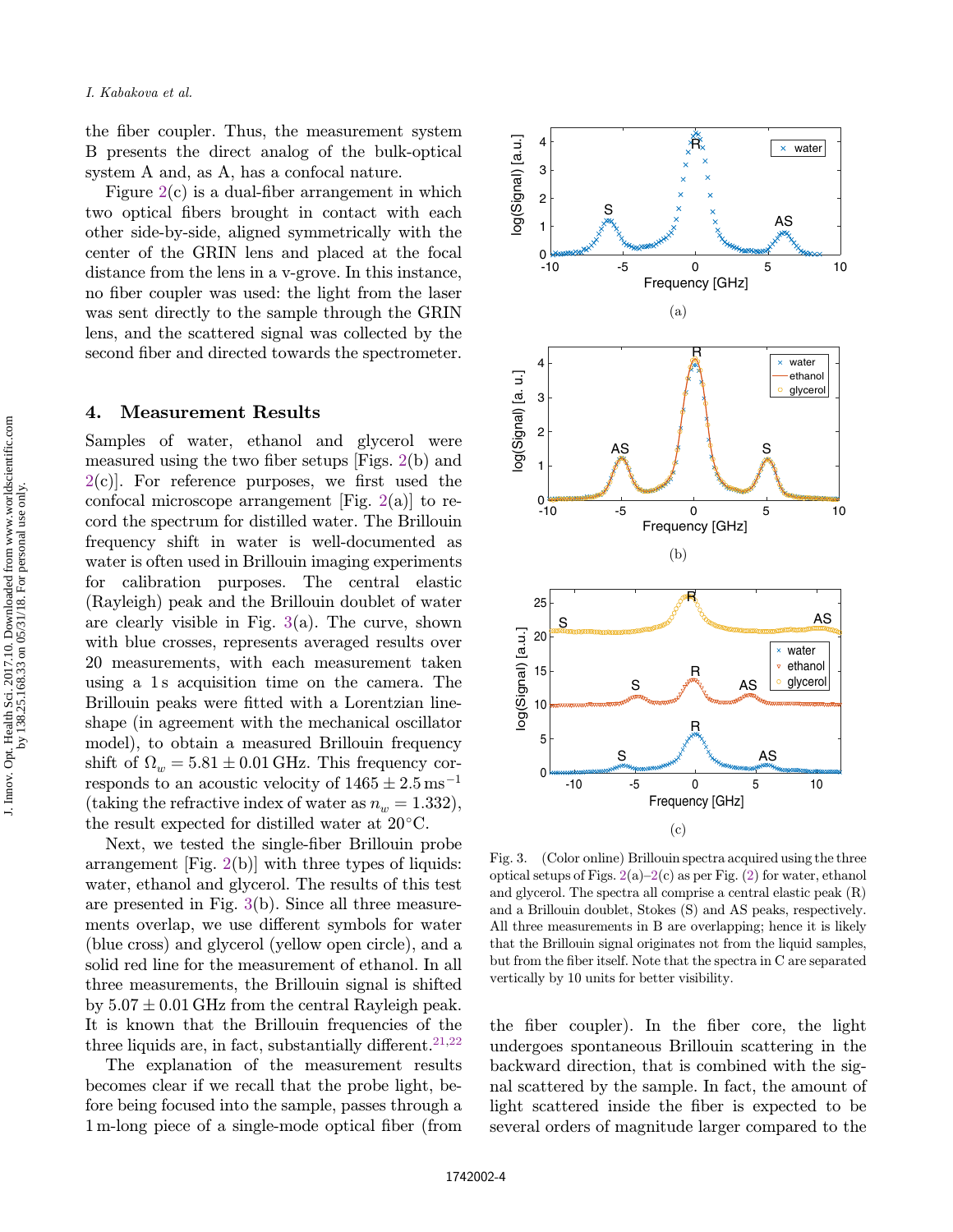the fiber coupler. Thus, the measurement system B presents the direct analog of the bulk-optical system A and, as A, has a confocal nature.

Figure 2(c) is a dual-fiber arrangement in which two optical fibers brought in contact with each other side-by-side, aligned symmetrically with the center of the GRIN lens and placed at the focal distance from the lens in a v-grove. In this instance, no fiber coupler was used: the light from the laser was sent directly to the sample through the GRIN lens, and the scattered signal was collected by the second fiber and directed towards the spectrometer.

## 4. Measurement Results

Samples of water, ethanol and glycerol were measured using the two fiber setups [Figs. 2(b) and 2(c)]. For reference purposes, we first used the confocal microscope arrangement [Fig. 2(a)] to record the spectrum for distilled water. The Brillouin frequency shift in water is well-documented as water is often used in Brillouin imaging experiments for calibration purposes. The central elastic (Rayleigh) peak and the Brillouin doublet of water are clearly visible in Fig. 3(a). The curve, shown with blue crosses, represents averaged results over 20 measurements, with each measurement taken using a 1 s acquisition time on the camera. The Brillouin peaks were fitted with a Lorentzian lineshape (in agreement with the mechanical oscillator model), to obtain a measured Brillouin frequency shift of $\Omega_w = 5.81 \pm 0.01$ GHz. This frequency corresponds to an acoustic velocity of $1465 \pm 2.5\,\mathrm{ms}^{-1}$ (taking the refractive index of water as $n_w = 1.332$), the result expected for distilled water at 20°C.

Next, we tested the single-fiber Brillouin probe arrangement [Fig. 2(b)] with three types of liquids: water, ethanol and glycerol. The results of this test are presented in Fig. 3(b). Since all three measurements overlap, we use different symbols for water (blue cross) and glycerol (yellow open circle), and a solid red line for the measurement of ethanol. In all three measurements, the Brillouin signal is shifted by $5.07 \pm 0.01$ GHz from the central Rayleigh peak. It is known that the Brillouin frequencies of the three liquids are, in fact, substantially different.[21,22]

The explanation of the measurement results becomes clear if we recall that the probe light, before being focused into the sample, passes through a 1 m-long piece of a single-mode optical fiber (from the fiber coupler). In the fiber core, the light undergoes spontaneous Brillouin scattering in the backward direction, that is combined with the signal scattered by the sample. In fact, the amount of light scattered inside the fiber is expected to be several orders of magnitude larger compared to the

Fig. 3. (Color online) Brillouin spectra acquired using the three optical setups of Figs. 2(a)–2(c) as per Fig. (2) for water, ethanol and glycerol. The spectra all comprise a central elastic peak (R) and a Brillouin doublet, Stokes (S) and AS peaks, respectively. All three measurements in B are overlapping; hence it is likely that the Brillouin signal originates not from the liquid samples, but from the fiber itself. Note that the spectra in C are separated vertically by 10 units for better visibility.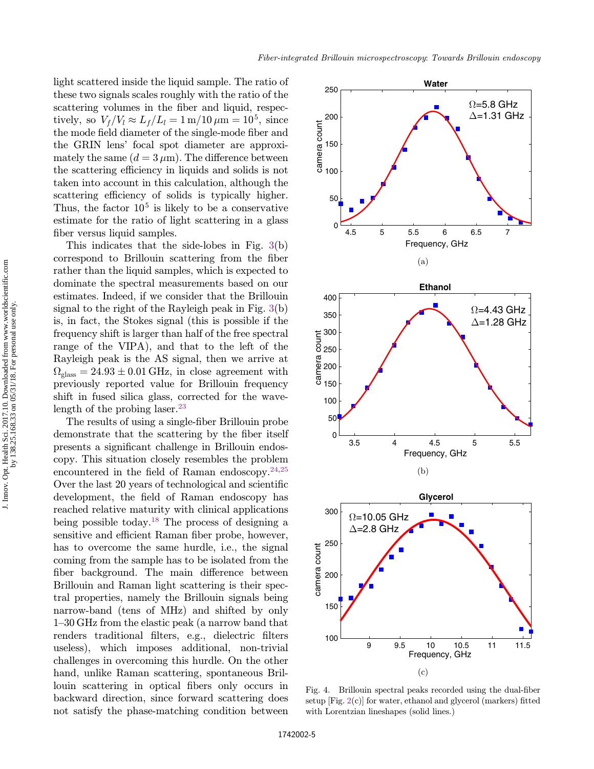light scattered inside the liquid sample. The ratio of these two signals scales roughly with the ratio of the scattering volumes in the fiber and liquid, respectively, so $V_f/V_l \approx L_f/L_l = 1\,\text{m}/10\,\mu\text{m} = 10^5$, since the mode field diameter of the single-mode fiber and the GRIN lens' focal spot diameter are approximately the same ($d = 3\,\mu$m). The difference between the scattering efficiency in liquids and solids is not taken into account in this calculation, although the scattering efficiency of solids is typically higher. Thus, the factor $10^5$ is likely to be a conservative estimate for the ratio of light scattering in a glass fiber versus liquid samples.

This indicates that the side-lobes in Fig. 3(b) correspond to Brillouin scattering from the fiber rather than the liquid samples, which is expected to dominate the spectral measurements based on our estimates. Indeed, if we consider that the Brillouin signal to the right of the Rayleigh peak in Fig. 3(b) is, in fact, the Stokes signal (this is possible if the frequency shift is larger than half of the free spectral range of the VIPA), and that to the left of the Rayleigh peak is the AS signal, then we arrive at $\Omega_{\text{glass}} = 24.93 \pm 0.01$ GHz, in close agreement with previously reported value for Brillouin frequency shift in fused silica glass, corrected for the wavelength of the probing laser.[23]

The results of using a single-fiber Brillouin probe demonstrate that the scattering by the fiber itself presents a significant challenge in Brillouin endoscopy. This situation closely resembles the problem encountered in the field of Raman endoscopy.[24,25] Over the last 20 years of technological and scientific development, the field of Raman endoscopy has reached relative maturity with clinical applications being possible today.[18] The process of designing a sensitive and efficient Raman fiber probe, however, has to overcome the same hurdle, i.e., the signal coming from the sample has to be isolated from the fiber background. The main difference between Brillouin and Raman light scattering is their spectral properties, namely the Brillouin signals being narrow-band (tens of MHz) and shifted by only 1–30 GHz from the elastic peak (a narrow band that renders traditional filters, e.g., dielectric filters useless), which imposes additional, non-trivial challenges in overcoming this hurdle. On the other hand, unlike Raman scattering, spontaneous Brillouin scattering in optical fibers only occurs in backward direction, since forward scattering does not satisfy the phase-matching condition between

(a)

(b)

(c)

Fig. 4. Brillouin spectral peaks recorded using the dual-fiber setup [Fig. 2(c)] for water, ethanol and glycerol (markers) fitted with Lorentzian lineshapes (solid lines.)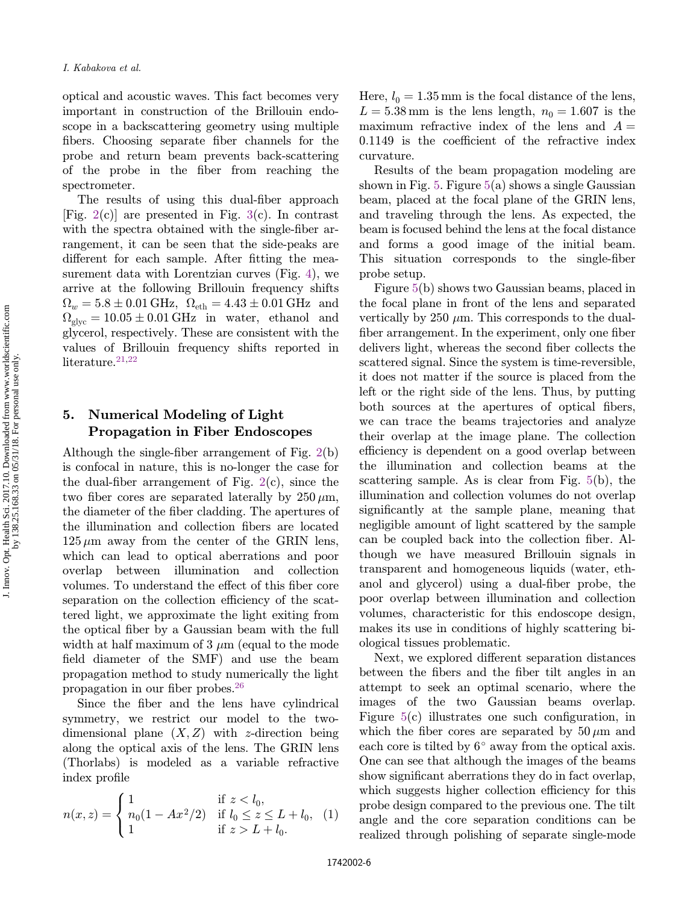optical and acoustic waves. This fact becomes very important in construction of the Brillouin endoscope in a backscattering geometry using multiple fibers. Choosing separate fiber channels for the probe and return beam prevents back-scattering of the probe in the fiber from reaching the spectrometer.

The results of using this dual-fiber approach [Fig. 2(c)] are presented in Fig. 3(c). In contrast with the spectra obtained with the single-fiber arrangement, it can be seen that the side-peaks are different for each sample. After fitting the measurement data with Lorentzian curves (Fig. 4), we arrive at the following Brillouin frequency shifts $\Omega_w = 5.8 \pm 0.01\,\text{GHz}$, $\Omega_{\text{eth}} = 4.43 \pm 0.01\,\text{GHz}$ and $\Omega_{\text{glyc}} = 10.05 \pm 0.01\,\text{GHz}$ in water, ethanol and glycerol, respectively. These are consistent with the values of Brillouin frequency shifts reported in literature.[21,22]

## 5. Numerical Modeling of Light Propagation in Fiber Endoscopes

Although the single-fiber arrangement of Fig. 2(b) is confocal in nature, this is no-longer the case for the dual-fiber arrangement of Fig. 2(c), since the two fiber cores are separated laterally by $250\,\mu$m, the diameter of the fiber cladding. The apertures of the illumination and collection fibers are located $125\,\mu$m away from the center of the GRIN lens, which can lead to optical aberrations and poor overlap between illumination and collection volumes. To understand the effect of this fiber core separation on the collection efficiency of the scattered light, we approximate the light exiting from the optical fiber by a Gaussian beam with the full width at half maximum of $3\,\mu$m (equal to the mode field diameter of the SMF) and use the beam propagation method to study numerically the light propagation in our fiber probes.[26]

Since the fiber and the lens have cylindrical symmetry, we restrict our model to the two-dimensional plane $(X, Z)$ with $z$-direction being along the optical axis of the lens. The GRIN lens (Thorlabs) is modeled as a variable refractive index profile

$$n(x,z) = \begin{cases} 1 & \text{if } z < l_0, \\ n_0(1 - Ax^2/2) & \text{if } l_0 \le z \le L + l_0, \\ 1 & \text{if } z > L + l_0. \end{cases} \quad (1)$$

Here, $l_0 = 1.35$ mm is the focal distance of the lens, $L = 5.38$ mm is the lens length, $n_0 = 1.607$ is the maximum refractive index of the lens and $A = 0.1149$ is the coefficient of the refractive index curvature.

Results of the beam propagation modeling are shown in Fig. 5. Figure 5(a) shows a single Gaussian beam, placed at the focal plane of the GRIN lens, and traveling through the lens. As expected, the beam is focused behind the lens at the focal distance and forms a good image of the initial beam. This situation corresponds to the single-fiber probe setup.

Figure 5(b) shows two Gaussian beams, placed in the focal plane in front of the lens and separated vertically by $250\,\mu$m. This corresponds to the dual-fiber arrangement. In the experiment, only one fiber delivers light, whereas the second fiber collects the scattered signal. Since the system is time-reversible, it does not matter if the source is placed from the left or the right side of the lens. Thus, by putting both sources at the apertures of optical fibers, we can trace the beams trajectories and analyze their overlap at the image plane. The collection efficiency is dependent on a good overlap between the illumination and collection beams at the scattering sample. As is clear from Fig. 5(b), the illumination and collection volumes do not overlap significantly at the sample plane, meaning that negligible amount of light scattered by the sample can be coupled back into the collection fiber. Although we have measured Brillouin signals in transparent and homogeneous liquids (water, ethanol and glycerol) using a dual-fiber probe, the poor overlap between illumination and collection volumes, characteristic for this endoscope design, makes its use in conditions of highly scattering biological tissues problematic.

Next, we explored different separation distances between the fibers and the fiber tilt angles in an attempt to seek an optimal scenario, where the images of the two Gaussian beams overlap. Figure 5(c) illustrates one such configuration, in which the fiber cores are separated by $50\,\mu$m and each core is tilted by $6^\circ$ away from the optical axis. One can see that although the images of the beams show significant aberrations they do in fact overlap, which suggests higher collection efficiency for this probe design compared to the previous one. The tilt angle and the core separation conditions can be realized through polishing of separate single-mode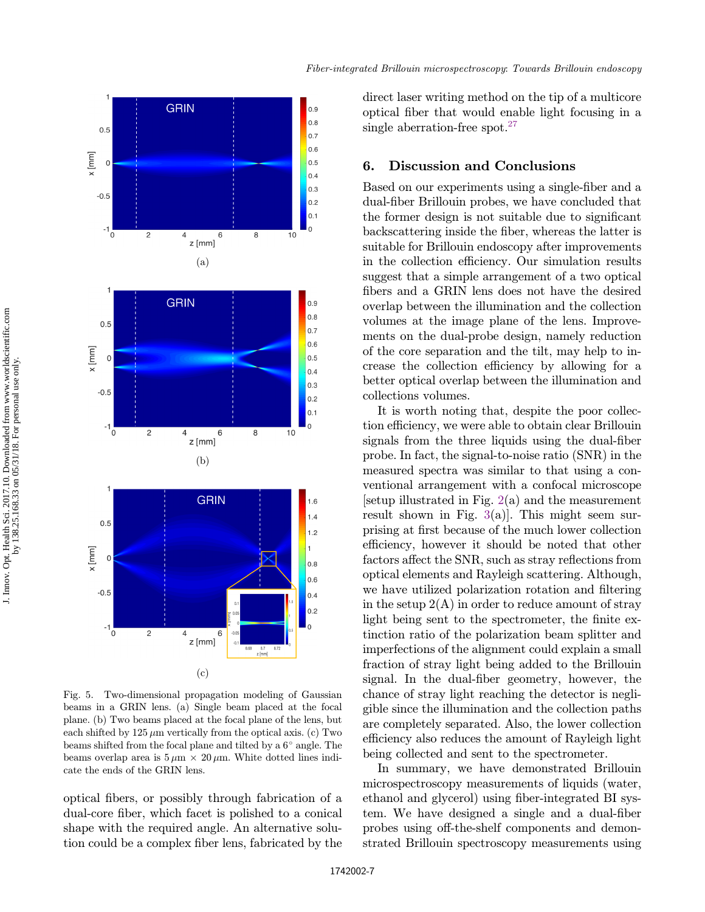Fig. 5. Two-dimensional propagation modeling of Gaussian beams in a GRIN lens. (a) Single beam placed at the focal plane. (b) Two beams placed at the focal plane of the lens, but each shifted by 125 $\mu$m vertically from the optical axis. (c) Two beams shifted from the focal plane and tilted by a 6° angle. The beams overlap area is 5 $\mu$m × 20 $\mu$m. White dotted lines indicate the ends of the GRIN lens.

optical fibers, or possibly through fabrication of a dual-core fiber, which facet is polished to a conical shape with the required angle. An alternative solution could be a complex fiber lens, fabricated by the direct laser writing method on the tip of a multicore optical fiber that would enable light focusing in a single aberration-free spot.[27]

## 6. Discussion and Conclusions

Based on our experiments using a single-fiber and a dual-fiber Brillouin probes, we have concluded that the former design is not suitable due to significant backscattering inside the fiber, whereas the latter is suitable for Brillouin endoscopy after improvements in the collection efficiency. Our simulation results suggest that a simple arrangement of a two optical fibers and a GRIN lens does not have the desired overlap between the illumination and the collection volumes at the image plane of the lens. Improvements on the dual-probe design, namely reduction of the core separation and the tilt, may help to increase the collection efficiency by allowing for a better optical overlap between the illumination and collections volumes.

It is worth noting that, despite the poor collection efficiency, we were able to obtain clear Brillouin signals from the three liquids using the dual-fiber probe. In fact, the signal-to-noise ratio (SNR) in the measured spectra was similar to that using a conventional arrangement with a confocal microscope [setup illustrated in Fig. 2(a) and the measurement result shown in Fig. 3(a)]. This might seem surprising at first because of the much lower collection efficiency, however it should be noted that other factors affect the SNR, such as stray reflections from optical elements and Rayleigh scattering. Although, we have utilized polarization rotation and filtering in the setup 2(A) in order to reduce amount of stray light being sent to the spectrometer, the finite extinction ratio of the polarization beam splitter and imperfections of the alignment could explain a small fraction of stray light being added to the Brillouin signal. In the dual-fiber geometry, however, the chance of stray light reaching the detector is negligible since the illumination and the collection paths are completely separated. Also, the lower collection efficiency also reduces the amount of Rayleigh light being collected and sent to the spectrometer.

In summary, we have demonstrated Brillouin microspectroscopy measurements of liquids (water, ethanol and glycerol) using fiber-integrated BI system. We have designed a single and a dual-fiber probes using off-the-shelf components and demonstrated Brillouin spectroscopy measurements using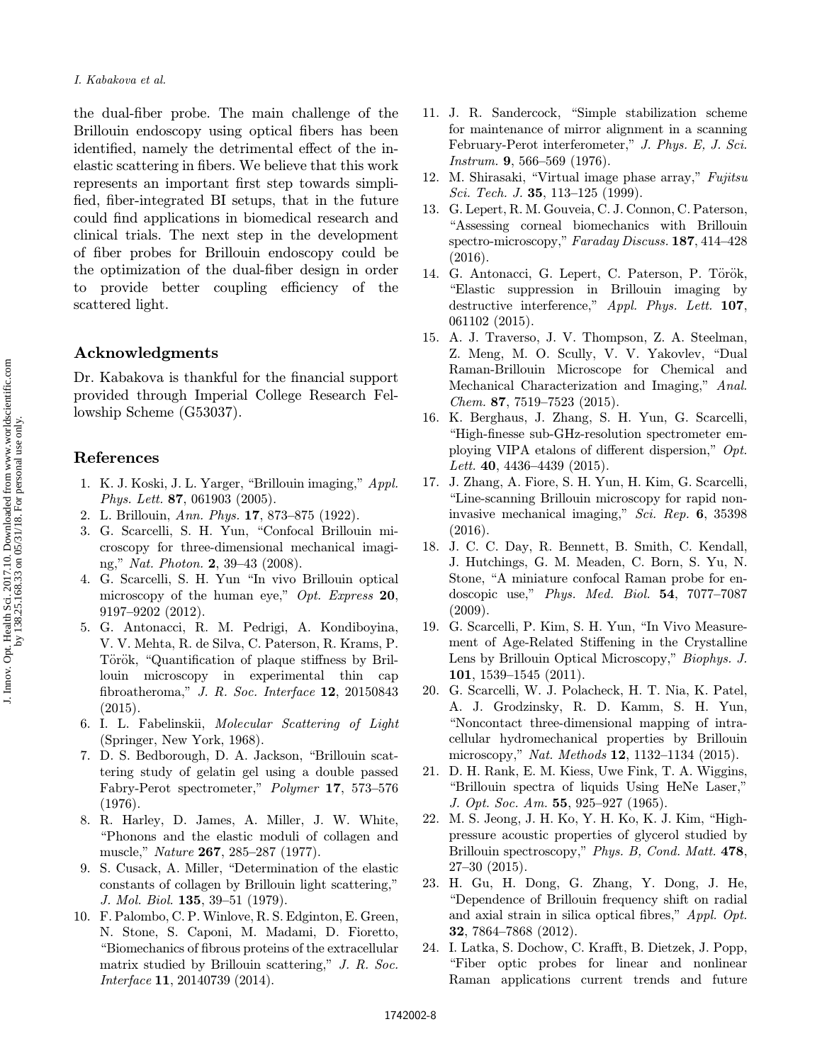the dual-fiber probe. The main challenge of the Brillouin endoscopy using optical fibers has been identified, namely the detrimental effect of the inelastic scattering in fibers. We believe that this work represents an important first step towards simplified, fiber-integrated BI setups, that in the future could find applications in biomedical research and clinical trials. The next step in the development of fiber probes for Brillouin endoscopy could be the optimization of the dual-fiber design in order to provide better coupling efficiency of the scattered light.

## Acknowledgments

Dr. Kabakova is thankful for the financial support provided through Imperial College Research Fellowship Scheme (G53037).

## References

1. K. J. Koski, J. L. Yarger, "Brillouin imaging," *Appl. Phys. Lett.* **87**, 061903 (2005).
2. L. Brillouin, *Ann. Phys.* **17**, 873–875 (1922).
3. G. Scarcelli, S. H. Yun, "Confocal Brillouin microscopy for three-dimensional mechanical imaging," *Nat. Photon.* **2**, 39–43 (2008).
4. G. Scarcelli, S. H. Yun "In vivo Brillouin optical microscopy of the human eye," *Opt. Express* **20**, 9197–9202 (2012).
5. G. Antonacci, R. M. Pedrigi, A. Kondiboyina, V. V. Mehta, R. de Silva, C. Paterson, R. Krams, P. Török, "Quantification of plaque stiffness by Brillouin microscopy in experimental thin cap fibroatheroma," *J. R. Soc. Interface* **12**, 20150843 (2015).
6. I. L. Fabelinskii, *Molecular Scattering of Light* (Springer, New York, 1968).
7. D. S. Bedborough, D. A. Jackson, "Brillouin scattering study of gelatin gel using a double passed Fabry-Perot spectrometer," *Polymer* **17**, 573–576 (1976).
8. R. Harley, D. James, A. Miller, J. W. White, "Phonons and the elastic moduli of collagen and muscle," *Nature* **267**, 285–287 (1977).
9. S. Cusack, A. Miller, "Determination of the elastic constants of collagen by Brillouin light scattering," *J. Mol. Biol.* **135**, 39–51 (1979).
10. F. Palombo, C. P. Winlove, R. S. Edginton, E. Green, N. Stone, S. Caponi, M. Madami, D. Fioretto, "Biomechanics of fibrous proteins of the extracellular matrix studied by Brillouin scattering," *J. R. Soc. Interface* **11**, 20140739 (2014).
11. J. R. Sandercock, "Simple stabilization scheme for maintenance of mirror alignment in a scanning February-Perot interferometer," *J. Phys. E, J. Sci. Instrum.* **9**, 566–569 (1976).
12. M. Shirasaki, "Virtual image phase array," *Fujitsu Sci. Tech. J.* **35**, 113–125 (1999).
13. G. Lepert, R. M. Gouveia, C. J. Connon, C. Paterson, "Assessing corneal biomechanics with Brillouin spectro-microscopy," *Faraday Discuss.* **187**, 414–428 (2016).
14. G. Antonacci, G. Lepert, C. Paterson, P. Török, "Elastic suppression in Brillouin imaging by destructive interference," *Appl. Phys. Lett.* **107**, 061102 (2015).
15. A. J. Traverso, J. V. Thompson, Z. A. Steelman, Z. Meng, M. O. Scully, V. V. Yakovlev, "Dual Raman-Brillouin Microscope for Chemical and Mechanical Characterization and Imaging," *Anal. Chem.* **87**, 7519–7523 (2015).
16. K. Berghaus, J. Zhang, S. H. Yun, G. Scarcelli, "High-finesse sub-GHz-resolution spectrometer employing VIPA etalons of different dispersion," *Opt. Lett.* **40**, 4436–4439 (2015).
17. J. Zhang, A. Fiore, S. H. Yun, H. Kim, G. Scarcelli, "Line-scanning Brillouin microscopy for rapid non-invasive mechanical imaging," *Sci. Rep.* **6**, 35398 (2016).
18. J. C. C. Day, R. Bennett, B. Smith, C. Kendall, J. Hutchings, G. M. Meaden, C. Born, S. Yu, N. Stone, "A miniature confocal Raman probe for endoscopic use," *Phys. Med. Biol.* **54**, 7077–7087 (2009).
19. G. Scarcelli, P. Kim, S. H. Yun, "In Vivo Measurement of Age-Related Stiffening in the Crystalline Lens by Brillouin Optical Microscopy," *Biophys. J.* **101**, 1539–1545 (2011).
20. G. Scarcelli, W. J. Polacheck, H. T. Nia, K. Patel, A. J. Grodzinsky, R. D. Kamm, S. H. Yun, "Noncontact three-dimensional mapping of intracellular hydromechanical properties by Brillouin microscopy," *Nat. Methods* **12**, 1132–1134 (2015).
21. D. H. Rank, E. M. Kiess, Uwe Fink, T. A. Wiggins, "Brillouin spectra of liquids Using HeNe Laser," *J. Opt. Soc. Am.* **55**, 925–927 (1965).
22. M. S. Jeong, J. H. Ko, Y. H. Ko, K. J. Kim, "High-pressure acoustic properties of glycerol studied by Brillouin spectroscopy," *Phys. B, Cond. Matt.* **478**, 27–30 (2015).
23. H. Gu, H. Dong, G. Zhang, Y. Dong, J. He, "Dependence of Brillouin frequency shift on radial and axial strain in silica optical fibres," *Appl. Opt.* **32**, 7864–7868 (2012).
24. I. Latka, S. Dochow, C. Krafft, B. Dietzek, J. Popp, "Fiber optic probes for linear and nonlinear Raman applications current trends and future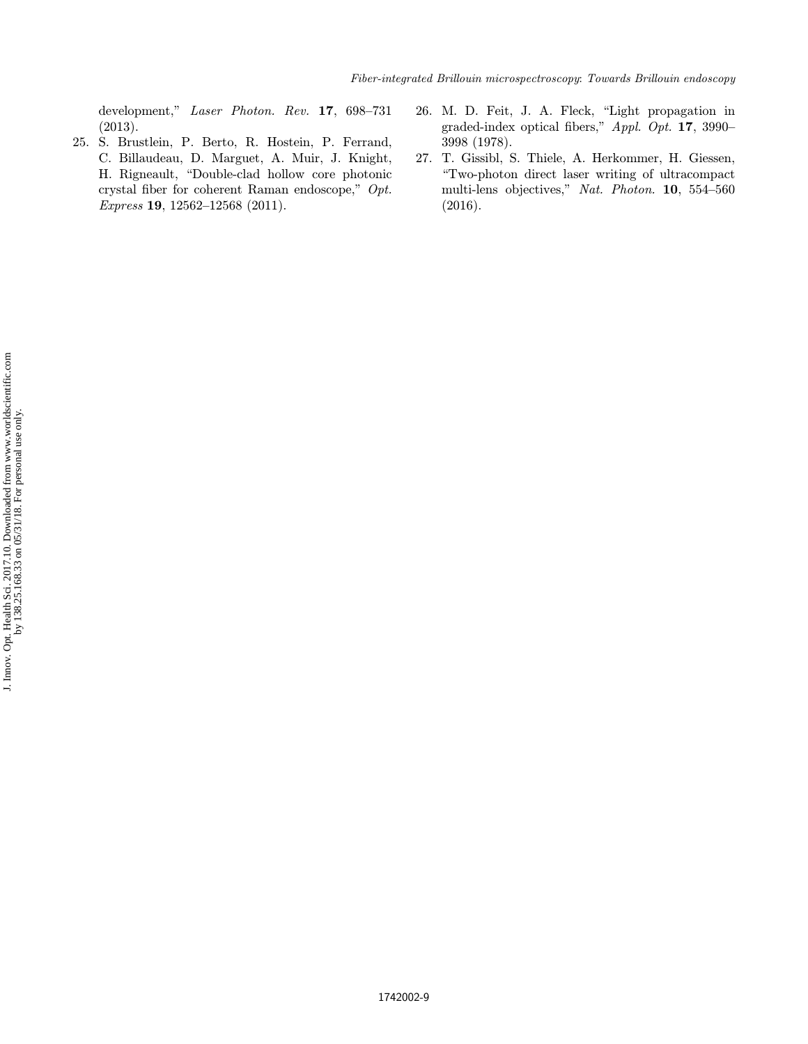development," *Laser Photon. Rev.* **17**, 698–731 (2013).

25. S. Brustlein, P. Berto, R. Hostein, P. Ferrand, C. Billaudeau, D. Marguet, A. Muir, J. Knight, H. Rigneault, "Double-clad hollow core photonic crystal fiber for coherent Raman endoscope," *Opt. Express* **19**, 12562–12568 (2011).
26. M. D. Feit, J. A. Fleck, "Light propagation in graded-index optical fibers," *Appl. Opt.* **17**, 3990–3998 (1978).
27. T. Gissibl, S. Thiele, A. Herkommer, H. Giessen, "Two-photon direct laser writing of ultracompact multi-lens objectives," *Nat. Photon.* **10**, 554–560 (2016).